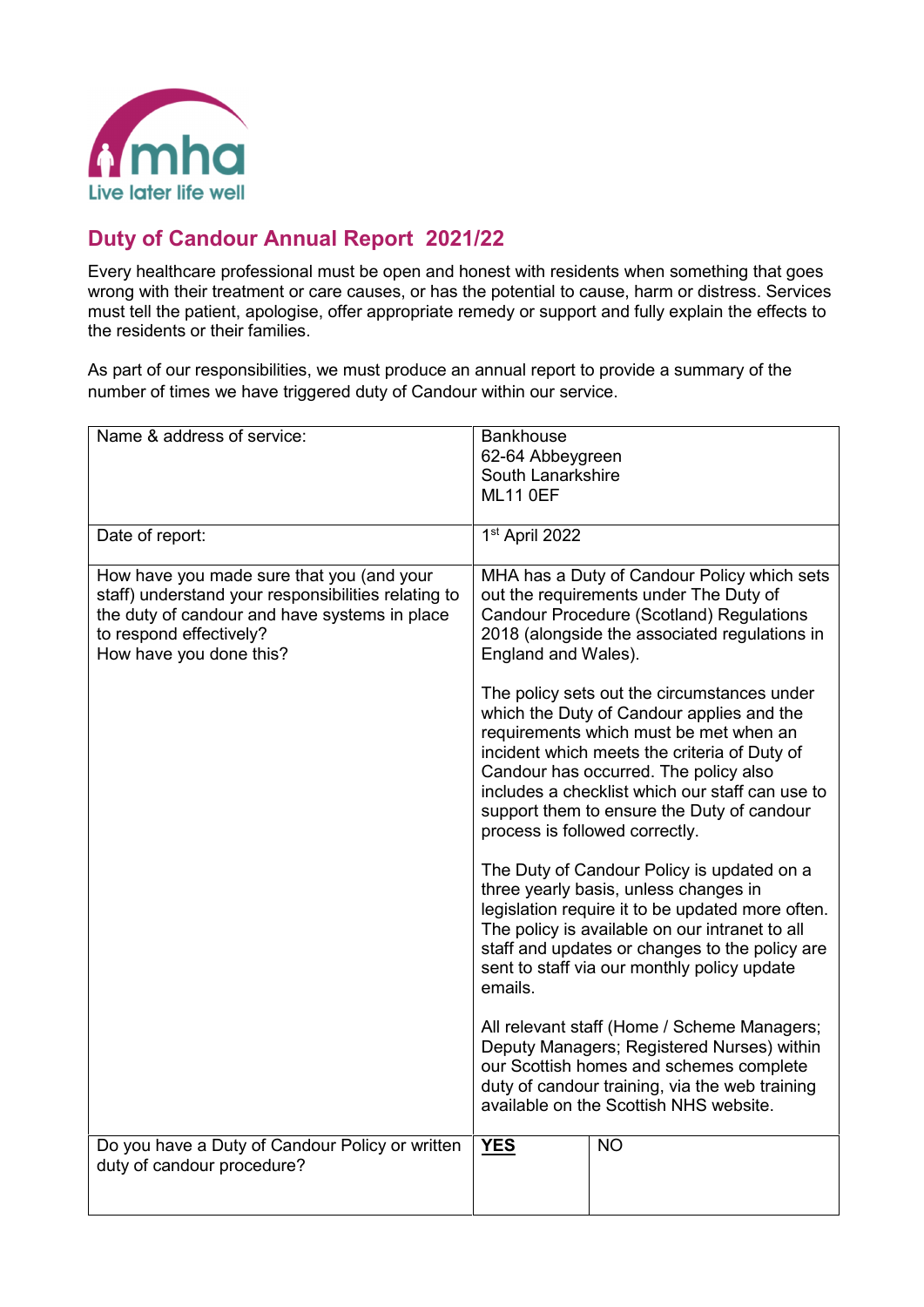mha
Live later life well

## Duty of Candour Annual Report 2021/22

Every healthcare professional must be open and honest with residents when something that goes wrong with their treatment or care causes, or has the potential to cause, harm or distress. Services must tell the patient, apologise, offer appropriate remedy or support and fully explain the effects to the residents or their families.

As part of our responsibilities, we must produce an annual report to provide a summary of the number of times we have triggered duty of Candour within our service.

| | | |
|---|---|---|
| Name & address of service: | Bankhouse<br>62-64 Abbeygreen<br>South Lanarkshire<br>ML11 0EF | |
| Date of report: | 1st April 2022 | |
| How have you made sure that you (and your staff) understand your responsibilities relating to the duty of candour and have systems in place to respond effectively?<br>How have you done this? | MHA has a Duty of Candour Policy which sets out the requirements under The Duty of Candour Procedure (Scotland) Regulations 2018 (alongside the associated regulations in England and Wales).<br><br>The policy sets out the circumstances under which the Duty of Candour applies and the requirements which must be met when an incident which meets the criteria of Duty of Candour has occurred. The policy also includes a checklist which our staff can use to support them to ensure the Duty of candour process is followed correctly.<br><br>The Duty of Candour Policy is updated on a three yearly basis, unless changes in legislation require it to be updated more often. The policy is available on our intranet to all staff and updates or changes to the policy are sent to staff via our monthly policy update emails.<br><br>All relevant staff (Home / Scheme Managers; Deputy Managers; Registered Nurses) within our Scottish homes and schemes complete duty of candour training, via the web training available on the Scottish NHS website. | |
| Do you have a Duty of Candour Policy or written duty of candour procedure? | **YES** | NO |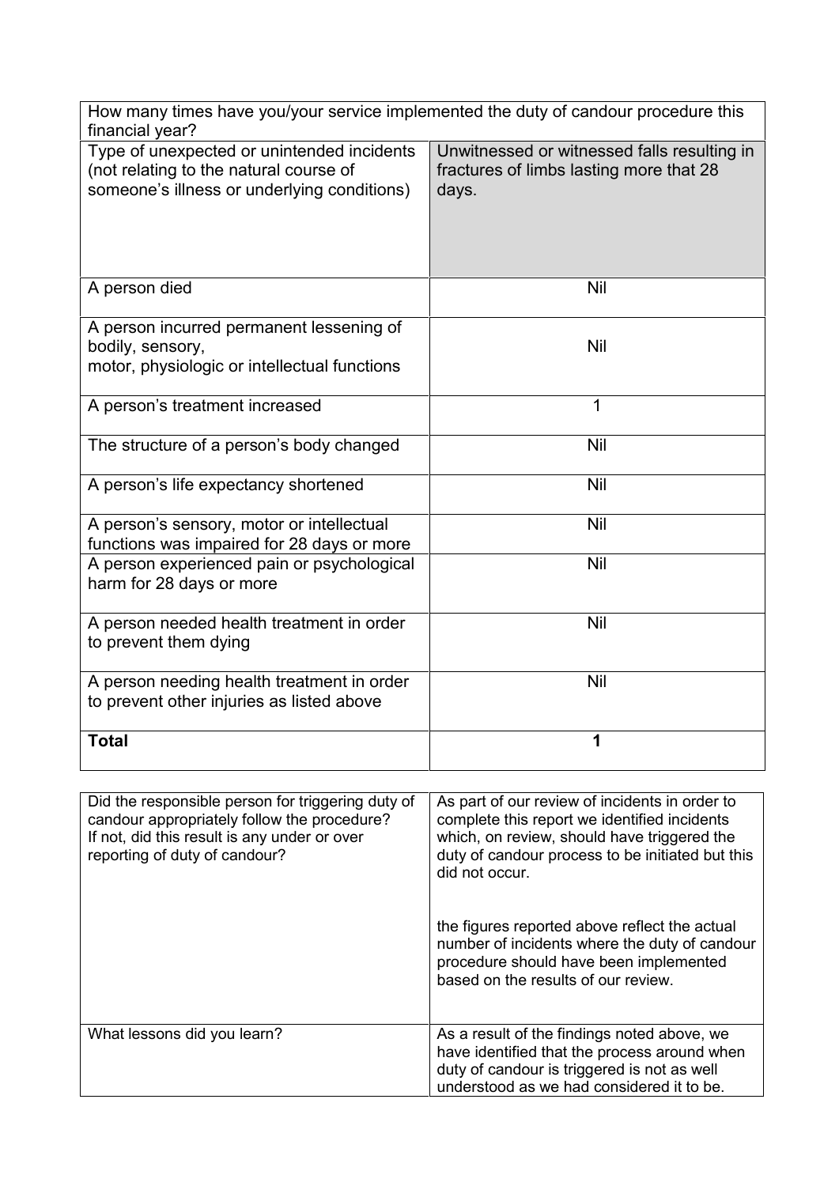| How many times have you/your service implemented the duty of candour procedure this financial year? | |
|---|---|
| Type of unexpected or unintended incidents (not relating to the natural course of someone's illness or underlying conditions) | Unwitnessed or witnessed falls resulting in fractures of limbs lasting more that 28 days. |
| A person died | Nil |
| A person incurred permanent lessening of bodily, sensory, motor, physiologic or intellectual functions | Nil |
| A person's treatment increased | 1 |
| The structure of a person's body changed | Nil |
| A person's life expectancy shortened | Nil |
| A person's sensory, motor or intellectual functions was impaired for 28 days or more | Nil |
| A person experienced pain or psychological harm for 28 days or more | Nil |
| A person needed health treatment in order to prevent them dying | Nil |
| A person needing health treatment in order to prevent other injuries as listed above | Nil |
| **Total** | **1** |

| | |
|---|---|
| Did the responsible person for triggering duty of candour appropriately follow the procedure? If not, did this result is any under or over reporting of duty of candour? | As part of our review of incidents in order to complete this report we identified incidents which, on review, should have triggered the duty of candour process to be initiated but this did not occur.<br><br>the figures reported above reflect the actual number of incidents where the duty of candour procedure should have been implemented based on the results of our review. |
| What lessons did you learn? | As a result of the findings noted above, we have identified that the process around when duty of candour is triggered is not as well understood as we had considered it to be. |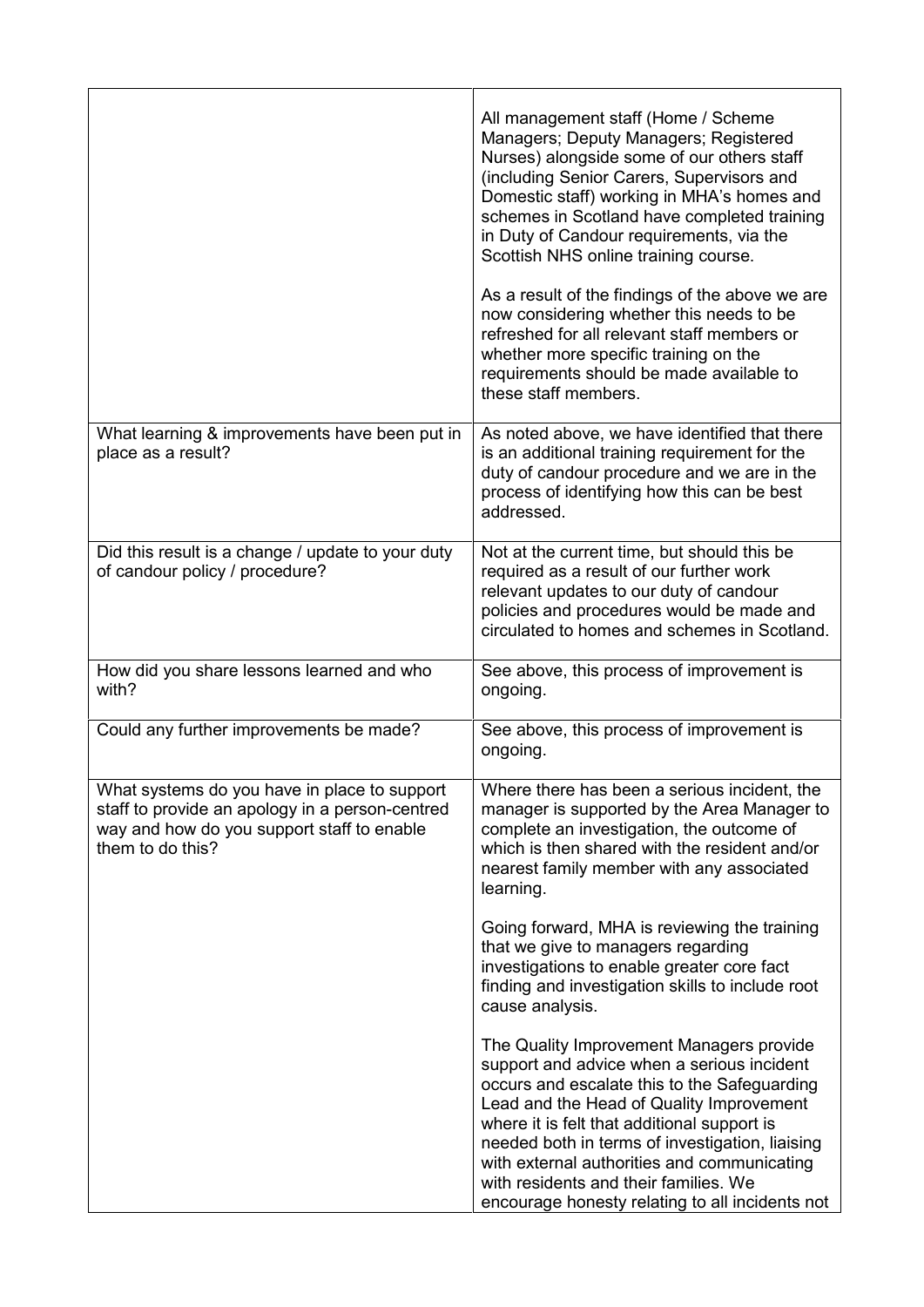| | |
|---|---|
| | All management staff (Home / Scheme Managers; Deputy Managers; Registered Nurses) alongside some of our others staff (including Senior Carers, Supervisors and Domestic staff) working in MHA's homes and schemes in Scotland have completed training in Duty of Candour requirements, via the Scottish NHS online training course.<br><br>As a result of the findings of the above we are now considering whether this needs to be refreshed for all relevant staff members or whether more specific training on the requirements should be made available to these staff members. |
| What learning & improvements have been put in place as a result? | As noted above, we have identified that there is an additional training requirement for the duty of candour procedure and we are in the process of identifying how this can be best addressed. |
| Did this result is a change / update to your duty of candour policy / procedure? | Not at the current time, but should this be required as a result of our further work relevant updates to our duty of candour policies and procedures would be made and circulated to homes and schemes in Scotland. |
| How did you share lessons learned and who with? | See above, this process of improvement is ongoing. |
| Could any further improvements be made? | See above, this process of improvement is ongoing. |
| What systems do you have in place to support staff to provide an apology in a person-centred way and how do you support staff to enable them to do this? | Where there has been a serious incident, the manager is supported by the Area Manager to complete an investigation, the outcome of which is then shared with the resident and/or nearest family member with any associated learning.<br><br>Going forward, MHA is reviewing the training that we give to managers regarding investigations to enable greater core fact finding and investigation skills to include root cause analysis.<br><br>The Quality Improvement Managers provide support and advice when a serious incident occurs and escalate this to the Safeguarding Lead and the Head of Quality Improvement where it is felt that additional support is needed both in terms of investigation, liaising with external authorities and communicating with residents and their families. We encourage honesty relating to all incidents not |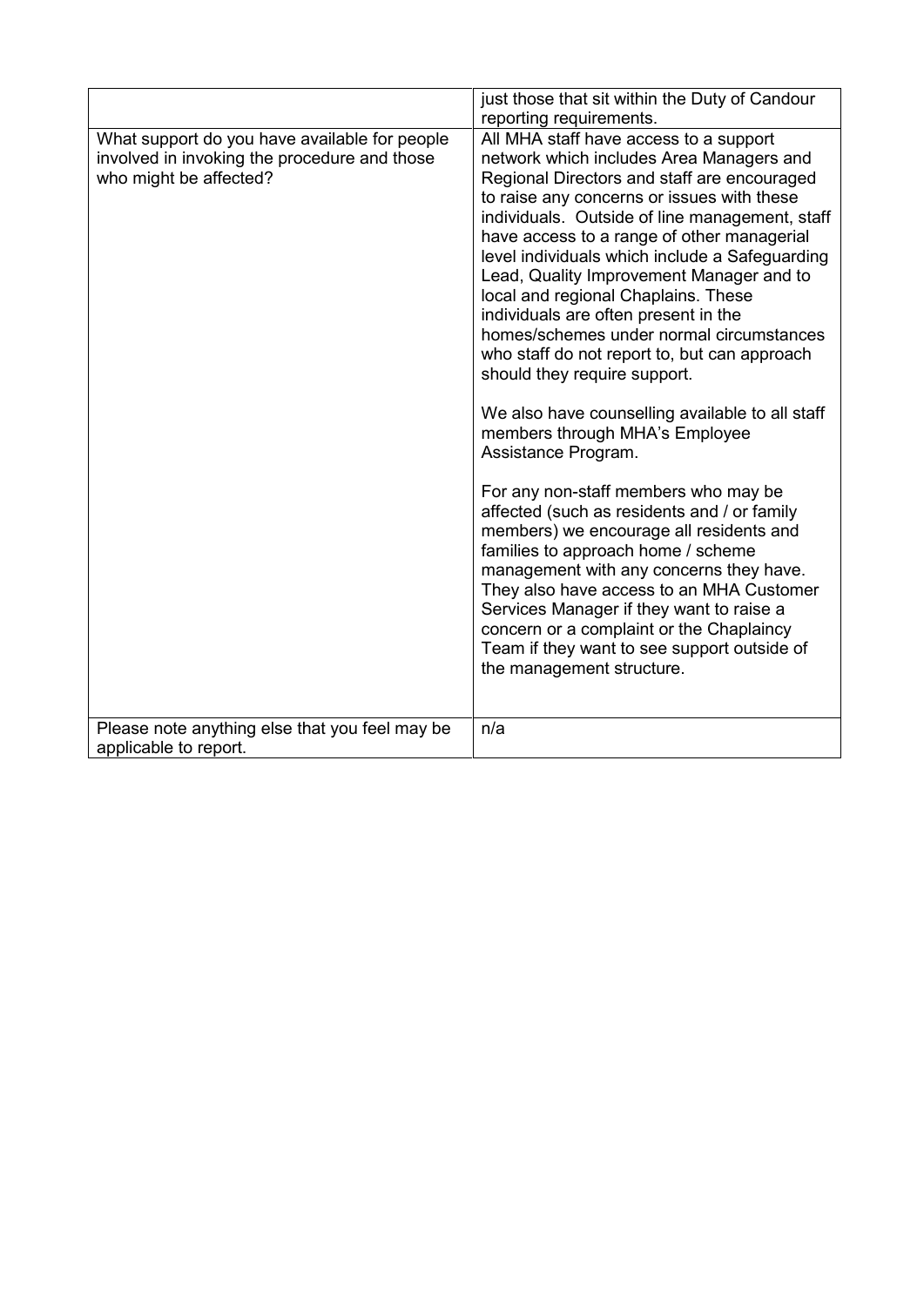| | |
|---|---|
| | just those that sit within the Duty of Candour reporting requirements. |
| What support do you have available for people involved in invoking the procedure and those who might be affected? | All MHA staff have access to a support network which includes Area Managers and Regional Directors and staff are encouraged to raise any concerns or issues with these individuals. Outside of line management, staff have access to a range of other managerial level individuals which include a Safeguarding Lead, Quality Improvement Manager and to local and regional Chaplains. These individuals are often present in the homes/schemes under normal circumstances who staff do not report to, but can approach should they require support.<br><br>We also have counselling available to all staff members through MHA's Employee Assistance Program.<br><br>For any non-staff members who may be affected (such as residents and / or family members) we encourage all residents and families to approach home / scheme management with any concerns they have. They also have access to an MHA Customer Services Manager if they want to raise a concern or a complaint or the Chaplaincy Team if they want to see support outside of the management structure. |
| Please note anything else that you feel may be applicable to report. | n/a |